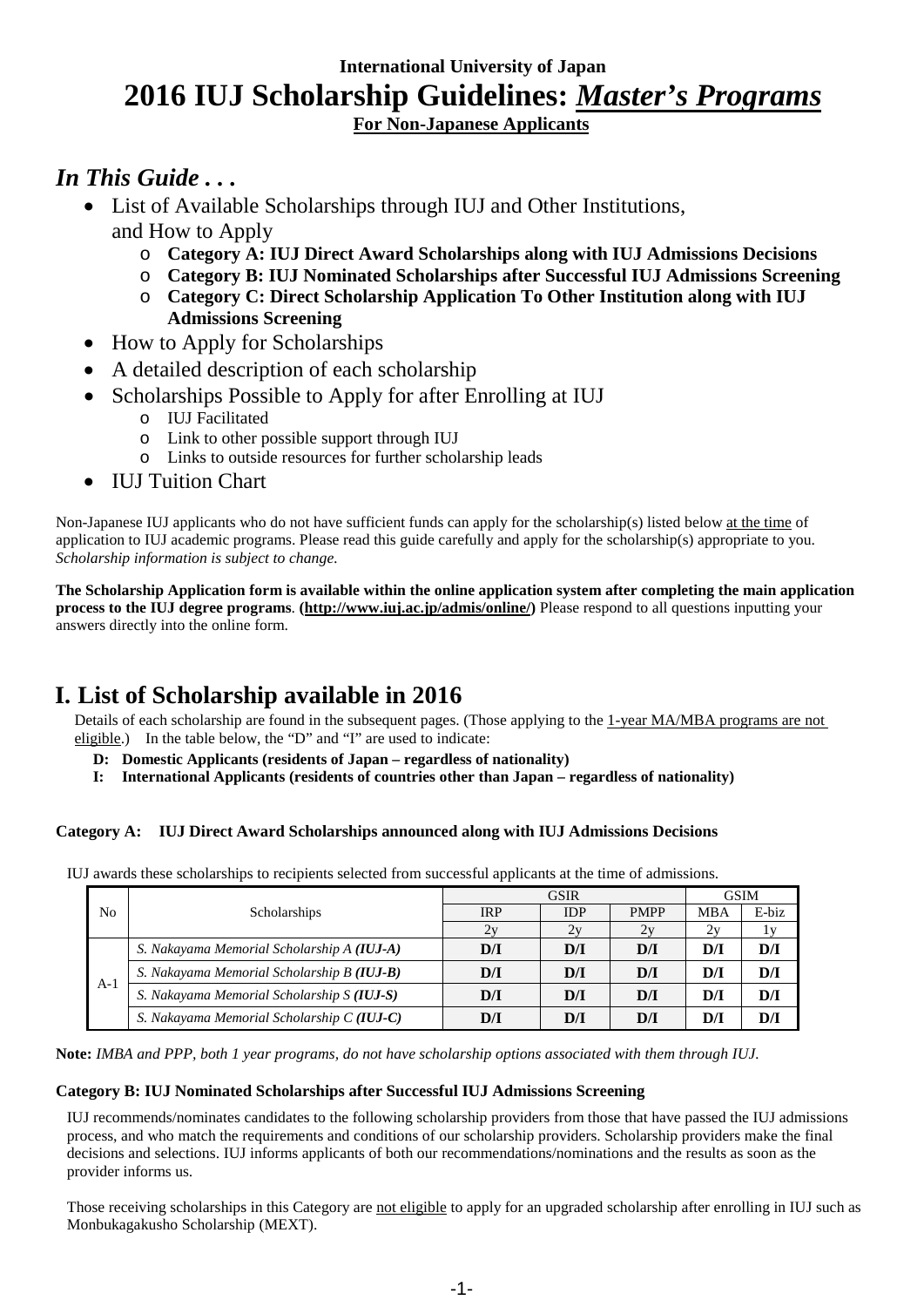**International University of Japan**

# 2016 IUJ Scholarship Guidelines: *Master's Programs*

**For Non-Japanese Applicants**

## *In This Guide . . .*

- List of Available Scholarships through IUJ and Other Institutions, and How to Apply
  - **Category A: IUJ Direct Award Scholarships along with IUJ Admissions Decisions**
  - **Category B: IUJ Nominated Scholarships after Successful IUJ Admissions Screening**
  - **Category C: Direct Scholarship Application To Other Institution along with IUJ Admissions Screening**
- How to Apply for Scholarships
- A detailed description of each scholarship
- Scholarships Possible to Apply for after Enrolling at IUJ
  - IUJ Facilitated
  - Link to other possible support through IUJ
  - Links to outside resources for further scholarship leads
- IUJ Tuition Chart

Non-Japanese IUJ applicants who do not have sufficient funds can apply for the scholarship(s) listed below at the time of application to IUJ academic programs. Please read this guide carefully and apply for the scholarship(s) appropriate to you. *Scholarship information is subject to change.*

**The Scholarship Application form is available within the online application system after completing the main application process to the IUJ degree programs**. **(http://www.iuj.ac.jp/admis/online/)** Please respond to all questions inputting your answers directly into the online form.

# I. List of Scholarship available in 2016

Details of each scholarship are found in the subsequent pages. (Those applying to the 1-year MA/MBA programs are not eligible.) In the table below, the "D" and "I" are used to indicate:

- **D: Domestic Applicants (residents of Japan – regardless of nationality)**
- **I: International Applicants (residents of countries other than Japan – regardless of nationality)**

**Category A: IUJ Direct Award Scholarships announced along with IUJ Admissions Decisions**

IUJ awards these scholarships to recipients selected from successful applicants at the time of admissions.

| No | Scholarships | GSIR | | | GSIM | |
|---|---|---|---|---|---|---|
| | | IRP | IDP | PMPP | MBA | E-biz |
| | | 2y | 2y | 2y | 2y | 1y |
| A-1 | *S. Nakayama Memorial Scholarship A **(IUJ-A)*** | **D/I** | **D/I** | **D/I** | **D/I** | **D/I** |
| | *S. Nakayama Memorial Scholarship B **(IUJ-B)*** | **D/I** | **D/I** | **D/I** | **D/I** | **D/I** |
| | *S. Nakayama Memorial Scholarship S **(IUJ-S)*** | **D/I** | **D/I** | **D/I** | **D/I** | **D/I** |
| | *S. Nakayama Memorial Scholarship C **(IUJ-C)*** | **D/I** | **D/I** | **D/I** | **D/I** | **D/I** |

**Note:** *IMBA and PPP, both 1 year programs, do not have scholarship options associated with them through IUJ.*

**Category B: IUJ Nominated Scholarships after Successful IUJ Admissions Screening**

IUJ recommends/nominates candidates to the following scholarship providers from those that have passed the IUJ admissions process, and who match the requirements and conditions of our scholarship providers. Scholarship providers make the final decisions and selections. IUJ informs applicants of both our recommendations/nominations and the results as soon as the provider informs us.

Those receiving scholarships in this Category are not eligible to apply for an upgraded scholarship after enrolling in IUJ such as Monbukagakusho Scholarship (MEXT).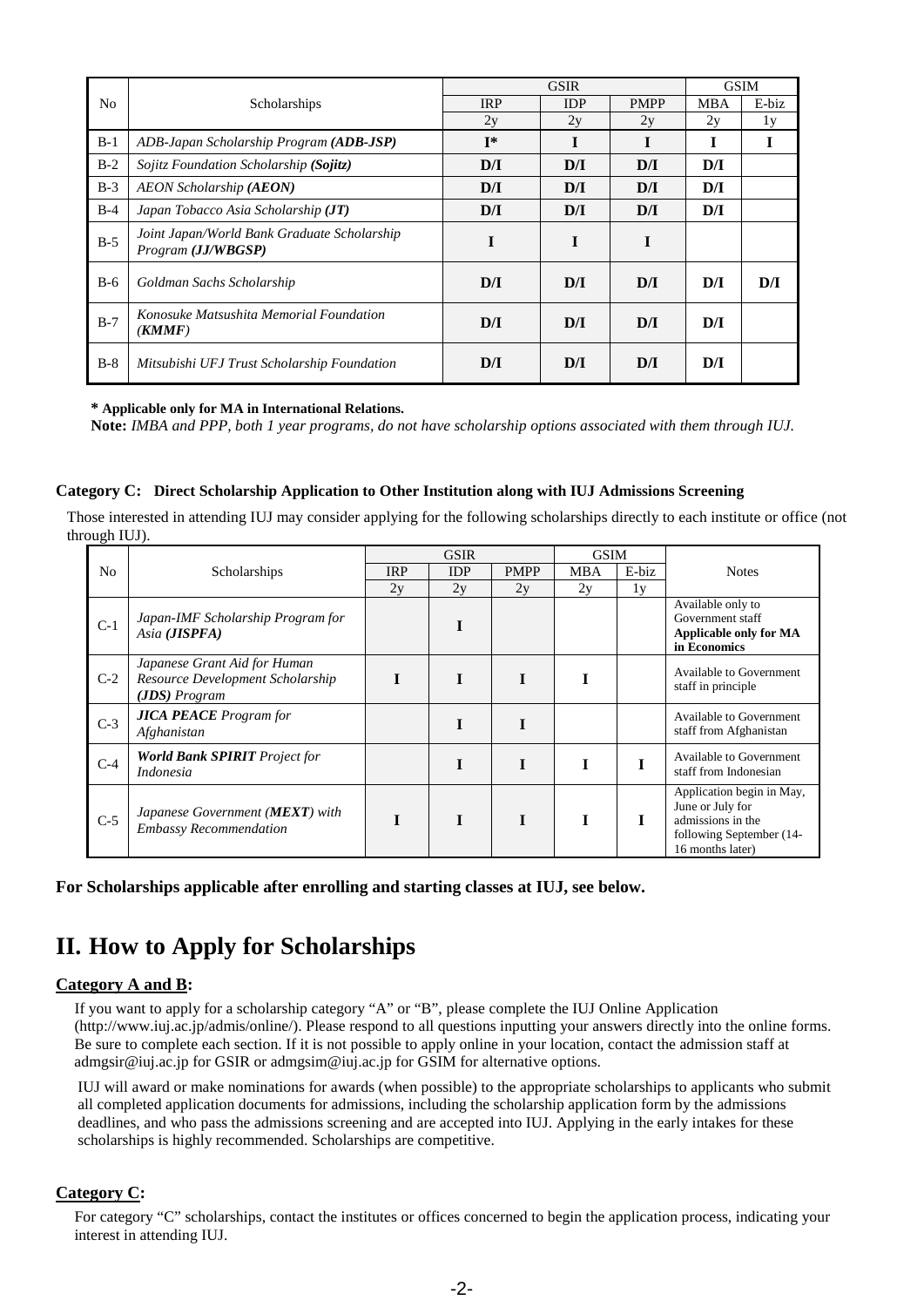| No | Scholarships | GSIR | | | GSIM | |
|---|---|---|---|---|---|---|
| | | IRP | IDP | PMPP | MBA | E-biz |
| | | 2y | 2y | 2y | 2y | 1y |
| B-1 | *ADB-Japan Scholarship Program* ***(ADB-JSP)*** | **I*** | **I** | **I** | **I** | **I** |
| B-2 | *Sojitz Foundation Scholarship* ***(Sojitz)*** | **D/I** | **D/I** | **D/I** | **D/I** | |
| B-3 | *AEON Scholarship* ***(AEON)*** | **D/I** | **D/I** | **D/I** | **D/I** | |
| B-4 | *Japan Tobacco Asia Scholarship* ***(JT)*** | **D/I** | **D/I** | **D/I** | **D/I** | |
| B-5 | *Joint Japan/World Bank Graduate Scholarship Program* ***(JJ/WBGSP)*** | **I** | **I** | **I** | | |
| B-6 | *Goldman Sachs Scholarship* | **D/I** | **D/I** | **D/I** | **D/I** | **D/I** |
| B-7 | *Konosuke Matsushita Memorial Foundation* ***(KMMF)*** | **D/I** | **D/I** | **D/I** | **D/I** | |
| B-8 | *Mitsubishi UFJ Trust Scholarship Foundation* | **D/I** | **D/I** | **D/I** | **D/I** | |

**\* Applicable only for MA in International Relations.**

**Note:** *IMBA and PPP, both 1 year programs, do not have scholarship options associated with them through IUJ.*

### Category C: Direct Scholarship Application to Other Institution along with IUJ Admissions Screening

Those interested in attending IUJ may consider applying for the following scholarships directly to each institute or office (not through IUJ).

| No | Scholarships | GSIR | | | GSIM | | Notes |
|---|---|---|---|---|---|---|---|
| | | IRP | IDP | PMPP | MBA | E-biz | |
| | | 2y | 2y | 2y | 2y | 1y | |
| C-1 | *Japan-IMF Scholarship Program for Asia* ***(JISPFA)*** | | **I** | | | | Available only to Government staff **Applicable only for MA in Economics** |
| C-2 | *Japanese Grant Aid for Human Resource Development Scholarship* ***(JDS)*** *Program* | **I** | **I** | **I** | **I** | | Available to Government staff in principle |
| C-3 | ***JICA PEACE*** *Program for Afghanistan* | | **I** | **I** | | | Available to Government staff from Afghanistan |
| C-4 | ***World Bank SPIRIT*** *Project for Indonesia* | | **I** | **I** | **I** | **I** | Available to Government staff from Indonesian |
| C-5 | *Japanese Government (**MEXT**) with Embassy Recommendation* | **I** | **I** | **I** | **I** | **I** | Application begin in May, June or July for admissions in the following September (14-16 months later) |

**For Scholarships applicable after enrolling and starting classes at IUJ, see below.**

# II. How to Apply for Scholarships

**Category A and B:**

If you want to apply for a scholarship category "A" or "B", please complete the IUJ Online Application (http://www.iuj.ac.jp/admis/online/). Please respond to all questions inputting your answers directly into the online forms. Be sure to complete each section. If it is not possible to apply online in your location, contact the admission staff at admgsir@iuj.ac.jp for GSIR or admgsim@iuj.ac.jp for GSIM for alternative options.

IUJ will award or make nominations for awards (when possible) to the appropriate scholarships to applicants who submit all completed application documents for admissions, including the scholarship application form by the admissions deadlines, and who pass the admissions screening and are accepted into IUJ. Applying in the early intakes for these scholarships is highly recommended. Scholarships are competitive.

**Category C:**

For category "C" scholarships, contact the institutes or offices concerned to begin the application process, indicating your interest in attending IUJ.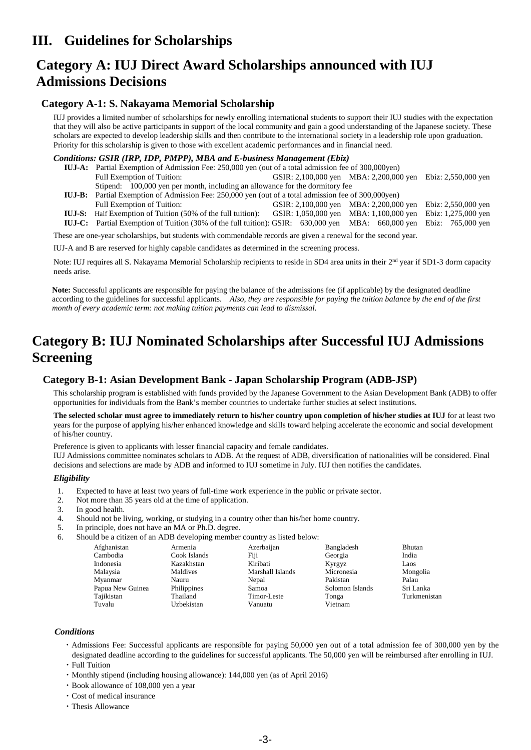# III. Guidelines for Scholarships

## Category A: IUJ Direct Award Scholarships announced with IUJ Admissions Decisions

### Category A-1: S. Nakayama Memorial Scholarship

IUJ provides a limited number of scholarships for newly enrolling international students to support their IUJ studies with the expectation that they will also be active participants in support of the local community and gain a good understanding of the Japanese society. These scholars are expected to develop leadership skills and then contribute to the international society in a leadership role upon graduation. Priority for this scholarship is given to those with excellent academic performances and in financial need.

***Conditions: GSIR (IRP, IDP, PMPP), MBA and E-business Management (Ebiz)***

**IUJ-A:** Partial Exemption of Admission Fee: 250,000 yen (out of a total admission fee of 300,000yen)
Full Exemption of Tuition: GSIR: 2,100,000 yen MBA: 2,200,000 yen Ebiz: 2,550,000 yen
Stipend: 100,000 yen per month, including an allowance for the dormitory fee

**IUJ-B:** Partial Exemption of Admission Fee: 250,000 yen (out of a total admission fee of 300,000yen)
Full Exemption of Tuition: GSIR: 2,100,000 yen MBA: 2,200,000 yen Ebiz: 2,550,000 yen

**IUJ-S:** Half Exemption of Tuition (50% of the full tuition): GSIR: 1,050,000 yen MBA: 1,100,000 yen Ebiz: 1,275,000 yen

**IUJ-C:** Partial Exemption of Tuition (30% of the full tuition): GSIR: 630,000 yen MBA: 660,000 yen Ebiz: 765,000 yen

These are one-year scholarships, but students with commendable records are given a renewal for the second year.

IUJ-A and B are reserved for highly capable candidates as determined in the screening process.

Note: IUJ requires all S. Nakayama Memorial Scholarship recipients to reside in SD4 area units in their 2nd year if SD1-3 dorm capacity needs arise.

**Note:** Successful applicants are responsible for paying the balance of the admissions fee (if applicable) by the designated deadline according to the guidelines for successful applicants. *Also, they are responsible for paying the tuition balance by the end of the first month of every academic term: not making tuition payments can lead to dismissal.*

## Category B: IUJ Nominated Scholarships after Successful IUJ Admissions Screening

### Category B-1: Asian Development Bank - Japan Scholarship Program (ADB-JSP)

This scholarship program is established with funds provided by the Japanese Government to the Asian Development Bank (ADB) to offer opportunities for individuals from the Bank's member countries to undertake further studies at select institutions.

**The selected scholar must agree to immediately return to his/her country upon completion of his/her studies at IUJ** for at least two years for the purpose of applying his/her enhanced knowledge and skills toward helping accelerate the economic and social development of his/her country.

Preference is given to applicants with lesser financial capacity and female candidates.
IUJ Admissions committee nominates scholars to ADB. At the request of ADB, diversification of nationalities will be considered. Final decisions and selections are made by ADB and informed to IUJ sometime in July. IUJ then notifies the candidates.

***Eligibility***

1. Expected to have at least two years of full-time work experience in the public or private sector.
2. Not more than 35 years old at the time of application.
3. In good health.
4. Should not be living, working, or studying in a country other than his/her home country.
5. In principle, does not have an MA or Ph.D. degree.
6. Should be a citizen of an ADB developing member country as listed below:

| | | | | |
|---|---|---|---|---|
| Afghanistan | Armenia | Azerbaijan | Bangladesh | Bhutan |
| Cambodia | Cook Islands | Fiji | Georgia | India |
| Indonesia | Kazakhstan | Kiribati | Kyrgyz | Laos |
| Malaysia | Maldives | Marshall Islands | Micronesia | Mongolia |
| Myanmar | Nauru | Nepal | Pakistan | Palau |
| Papua New Guinea | Philippines | Samoa | Solomon Islands | Sri Lanka |
| Tajikistan | Thailand | Timor-Leste | Tonga | Turkmenistan |
| Tuvalu | Uzbekistan | Vanuatu | Vietnam | |

***Conditions***

- Admissions Fee: Successful applicants are responsible for paying 50,000 yen out of a total admission fee of 300,000 yen by the designated deadline according to the guidelines for successful applicants. The 50,000 yen will be reimbursed after enrolling in IUJ.
- Full Tuition
- Monthly stipend (including housing allowance): 144,000 yen (as of April 2016)
- Book allowance of 108,000 yen a year
- Cost of medical insurance
- Thesis Allowance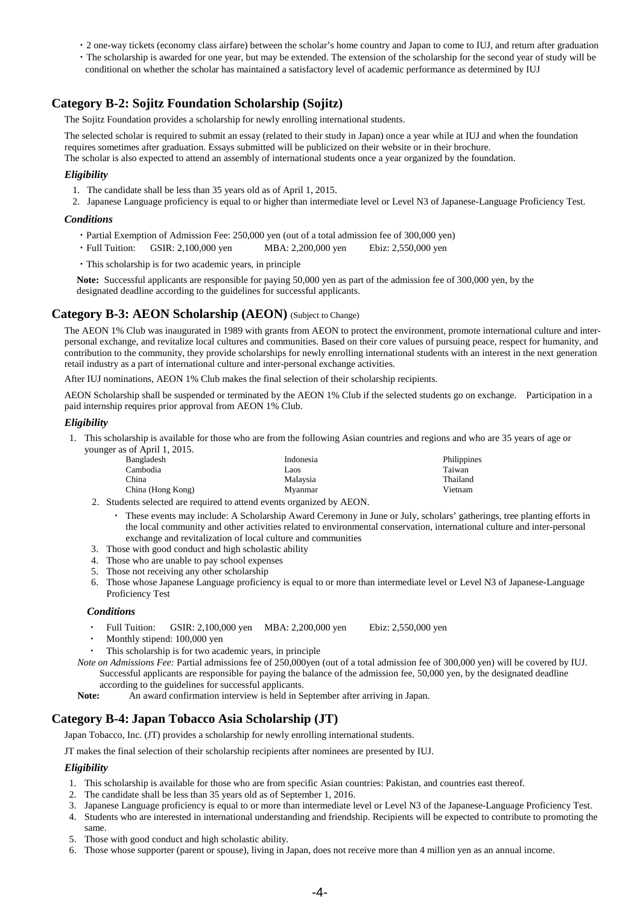- 2 one-way tickets (economy class airfare) between the scholar's home country and Japan to come to IUJ, and return after graduation
- The scholarship is awarded for one year, but may be extended. The extension of the scholarship for the second year of study will be conditional on whether the scholar has maintained a satisfactory level of academic performance as determined by IUJ

## Category B-2: Sojitz Foundation Scholarship (Sojitz)

The Sojitz Foundation provides a scholarship for newly enrolling international students.

The selected scholar is required to submit an essay (related to their study in Japan) once a year while at IUJ and when the foundation requires sometimes after graduation. Essays submitted will be publicized on their website or in their brochure.
The scholar is also expected to attend an assembly of international students once a year organized by the foundation.

### *Eligibility*

1. The candidate shall be less than 35 years old as of April 1, 2015.
2. Japanese Language proficiency is equal to or higher than intermediate level or Level N3 of Japanese-Language Proficiency Test.

### *Conditions*

- Partial Exemption of Admission Fee: 250,000 yen (out of a total admission fee of 300,000 yen)
- Full Tuition: GSIR: 2,100,000 yen MBA: 2,200,000 yen Ebiz: 2,550,000 yen
- This scholarship is for two academic years, in principle

**Note:** Successful applicants are responsible for paying 50,000 yen as part of the admission fee of 300,000 yen, by the designated deadline according to the guidelines for successful applicants.

## Category B-3: AEON Scholarship (AEON) (Subject to Change)

The AEON 1% Club was inaugurated in 1989 with grants from AEON to protect the environment, promote international culture and inter-personal exchange, and revitalize local cultures and communities. Based on their core values of pursuing peace, respect for humanity, and contribution to the community, they provide scholarships for newly enrolling international students with an interest in the next generation retail industry as a part of international culture and inter-personal exchange activities.

After IUJ nominations, AEON 1% Club makes the final selection of their scholarship recipients.

AEON Scholarship shall be suspended or terminated by the AEON 1% Club if the selected students go on exchange. Participation in a paid internship requires prior approval from AEON 1% Club.

### *Eligibility*

1. This scholarship is available for those who are from the following Asian countries and regions and who are 35 years of age or younger as of April 1, 2015.

| | | |
|---|---|---|
| Bangladesh | Indonesia | Philippines |
| Cambodia | Laos | Taiwan |
| China | Malaysia | Thailand |
| China (Hong Kong) | Myanmar | Vietnam |

2. Students selected are required to attend events organized by AEON.
   - These events may include: A Scholarship Award Ceremony in June or July, scholars' gatherings, tree planting efforts in the local community and other activities related to environmental conservation, international culture and inter-personal exchange and revitalization of local culture and communities
3. Those with good conduct and high scholastic ability
4. Those who are unable to pay school expenses
5. Those not receiving any other scholarship
6. Those whose Japanese Language proficiency is equal to or more than intermediate level or Level N3 of Japanese-Language Proficiency Test

### *Conditions*

- Full Tuition: GSIR: 2,100,000 yen MBA: 2,200,000 yen Ebiz: 2,550,000 yen
- Monthly stipend: 100,000 yen
- This scholarship is for two academic years, in principle

*Note on Admissions Fee:* Partial admissions fee of 250,000yen (out of a total admission fee of 300,000 yen) will be covered by IUJ. Successful applicants are responsible for paying the balance of the admission fee, 50,000 yen, by the designated deadline according to the guidelines for successful applicants.

**Note:** An award confirmation interview is held in September after arriving in Japan.

## Category B-4: Japan Tobacco Asia Scholarship (JT)

Japan Tobacco, Inc. (JT) provides a scholarship for newly enrolling international students.

JT makes the final selection of their scholarship recipients after nominees are presented by IUJ.

### *Eligibility*

1. This scholarship is available for those who are from specific Asian countries: Pakistan, and countries east thereof.
2. The candidate shall be less than 35 years old as of September 1, 2016.
3. Japanese Language proficiency is equal to or more than intermediate level or Level N3 of the Japanese-Language Proficiency Test.
4. Students who are interested in international understanding and friendship. Recipients will be expected to contribute to promoting the same.
5. Those with good conduct and high scholastic ability.
6. Those whose supporter (parent or spouse), living in Japan, does not receive more than 4 million yen as an annual income.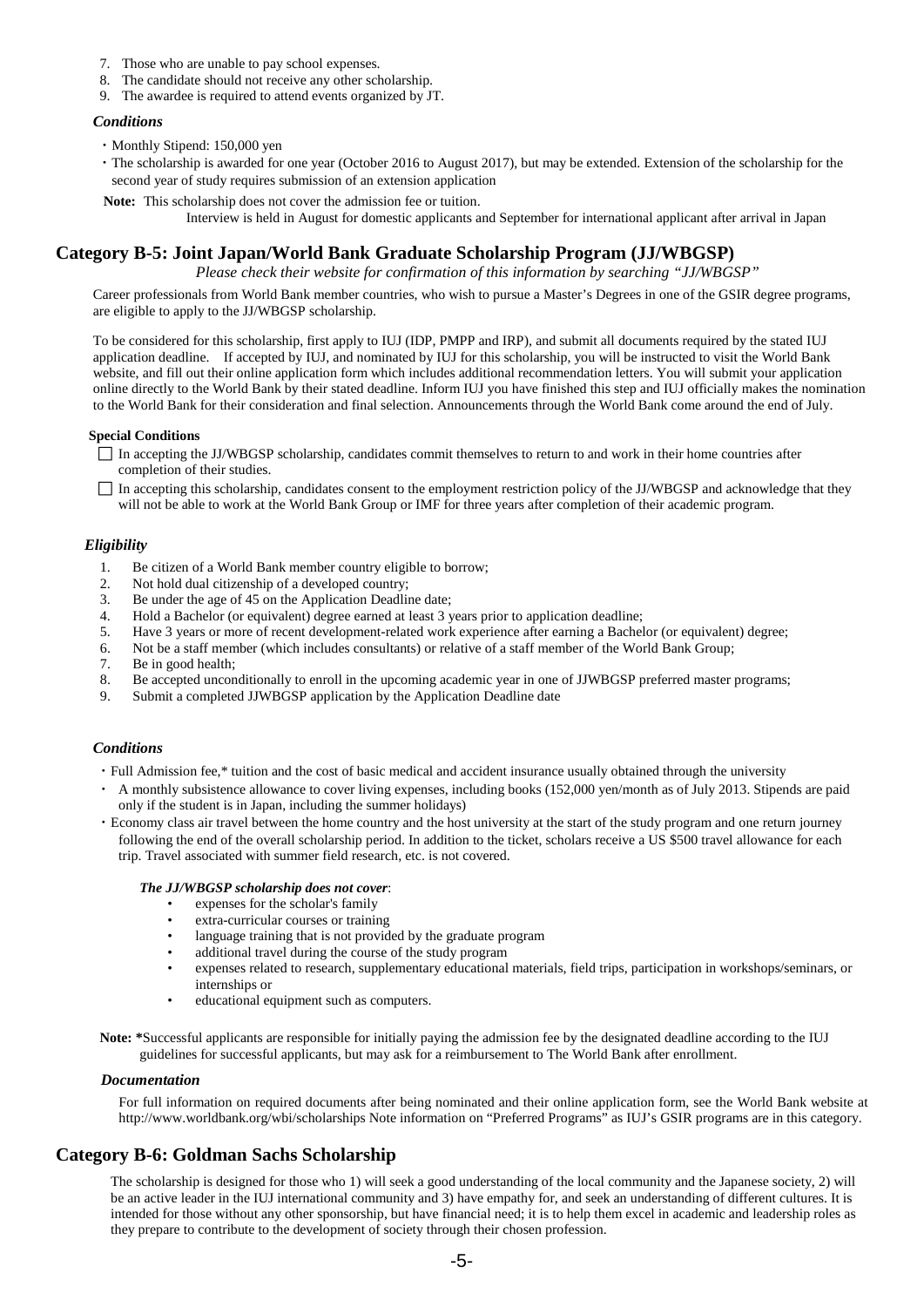7. Those who are unable to pay school expenses.
8. The candidate should not receive any other scholarship.
9. The awardee is required to attend events organized by JT.

### *Conditions*

- ・Monthly Stipend: 150,000 yen
- ・The scholarship is awarded for one year (October 2016 to August 2017), but may be extended. Extension of the scholarship for the second year of study requires submission of an extension application

**Note:** This scholarship does not cover the admission fee or tuition.
Interview is held in August for domestic applicants and September for international applicant after arrival in Japan

## Category B-5: Joint Japan/World Bank Graduate Scholarship Program (JJ/WBGSP)

*Please check their website for confirmation of this information by searching "JJ/WBGSP"*

Career professionals from World Bank member countries, who wish to pursue a Master's Degrees in one of the GSIR degree programs, are eligible to apply to the JJ/WBGSP scholarship.

To be considered for this scholarship, first apply to IUJ (IDP, PMPP and IRP), and submit all documents required by the stated IUJ application deadline. If accepted by IUJ, and nominated by IUJ for this scholarship, you will be instructed to visit the World Bank website, and fill out their online application form which includes additional recommendation letters. You will submit your application online directly to the World Bank by their stated deadline. Inform IUJ you have finished this step and IUJ officially makes the nomination to the World Bank for their consideration and final selection. Announcements through the World Bank come around the end of July.

**Special Conditions**

- ☐ In accepting the JJ/WBGSP scholarship, candidates commit themselves to return to and work in their home countries after completion of their studies.
- ☐ In accepting this scholarship, candidates consent to the employment restriction policy of the JJ/WBGSP and acknowledge that they will not be able to work at the World Bank Group or IMF for three years after completion of their academic program.

### *Eligibility*

1. Be citizen of a World Bank member country eligible to borrow;
2. Not hold dual citizenship of a developed country;
3. Be under the age of 45 on the Application Deadline date;
4. Hold a Bachelor (or equivalent) degree earned at least 3 years prior to application deadline;
5. Have 3 years or more of recent development-related work experience after earning a Bachelor (or equivalent) degree;
6. Not be a staff member (which includes consultants) or relative of a staff member of the World Bank Group;
7. Be in good health;
8. Be accepted unconditionally to enroll in the upcoming academic year in one of JJWBGSP preferred master programs;
9. Submit a completed JJWBGSP application by the Application Deadline date

### *Conditions*

- ・Full Admission fee,* tuition and the cost of basic medical and accident insurance usually obtained through the university
- ・ A monthly subsistence allowance to cover living expenses, including books (152,000 yen/month as of July 2013. Stipends are paid only if the student is in Japan, including the summer holidays)
- ・Economy class air travel between the home country and the host university at the start of the study program and one return journey following the end of the overall scholarship period. In addition to the ticket, scholars receive a US $500 travel allowance for each trip. Travel associated with summer field research, etc. is not covered.

***The JJ/WBGSP scholarship does not cover***:

- expenses for the scholar's family
- extra-curricular courses or training
- language training that is not provided by the graduate program
- additional travel during the course of the study program
- expenses related to research, supplementary educational materials, field trips, participation in workshops/seminars, or internships or
- educational equipment such as computers.

**Note: ***Successful applicants are responsible for initially paying the admission fee by the designated deadline according to the IUJ guidelines for successful applicants, but may ask for a reimbursement to The World Bank after enrollment.

### *Documentation*

For full information on required documents after being nominated and their online application form, see the World Bank website at http://www.worldbank.org/wbi/scholarships Note information on "Preferred Programs" as IUJ's GSIR programs are in this category.

## Category B-6: Goldman Sachs Scholarship

The scholarship is designed for those who 1) will seek a good understanding of the local community and the Japanese society, 2) will be an active leader in the IUJ international community and 3) have empathy for, and seek an understanding of different cultures. It is intended for those without any other sponsorship, but have financial need; it is to help them excel in academic and leadership roles as they prepare to contribute to the development of society through their chosen profession.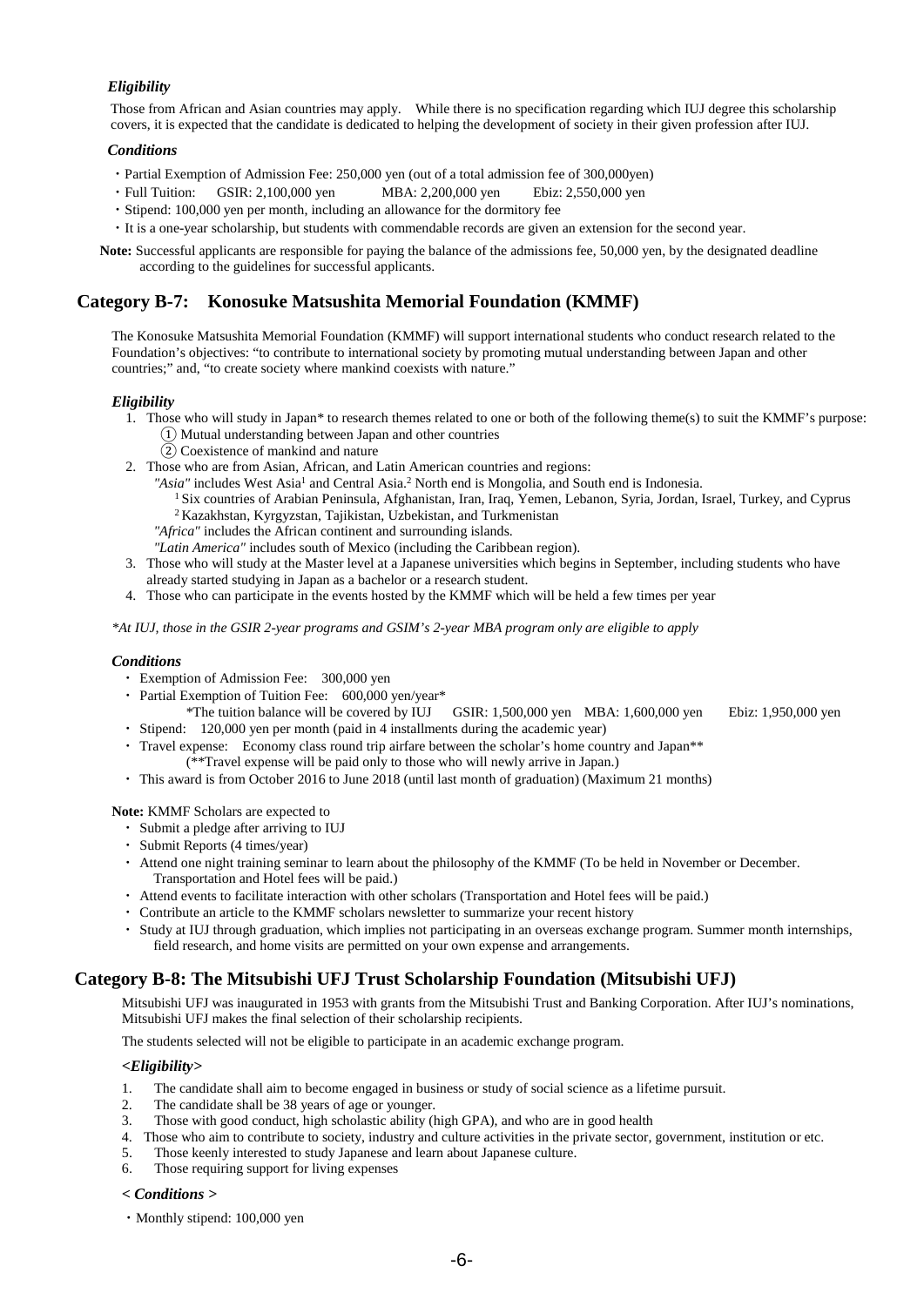***Eligibility***

Those from African and Asian countries may apply. While there is no specification regarding which IUJ degree this scholarship covers, it is expected that the candidate is dedicated to helping the development of society in their given profession after IUJ.

***Conditions***

・Partial Exemption of Admission Fee: 250,000 yen (out of a total admission fee of 300,000yen)
・Full Tuition: GSIR: 2,100,000 yen MBA: 2,200,000 yen Ebiz: 2,550,000 yen
・Stipend: 100,000 yen per month, including an allowance for the dormitory fee
・It is a one-year scholarship, but students with commendable records are given an extension for the second year.

**Note:** Successful applicants are responsible for paying the balance of the admissions fee, 50,000 yen, by the designated deadline according to the guidelines for successful applicants.

## Category B-7: Konosuke Matsushita Memorial Foundation (KMMF)

The Konosuke Matsushita Memorial Foundation (KMMF) will support international students who conduct research related to the Foundation's objectives: "to contribute to international society by promoting mutual understanding between Japan and other countries;" and, "to create society where mankind coexists with nature."

***Eligibility***

1. Those who will study in Japan* to research themes related to one or both of the following theme(s) to suit the KMMF's purpose:
   ① Mutual understanding between Japan and other countries
   ② Coexistence of mankind and nature
2. Those who are from Asian, African, and Latin American countries and regions:
   *"Asia"* includes West Asia[1] and Central Asia.[2] North end is Mongolia, and South end is Indonesia.
   [1] Six countries of Arabian Peninsula, Afghanistan, Iran, Iraq, Yemen, Lebanon, Syria, Jordan, Israel, Turkey, and Cyprus
   [2] Kazakhstan, Kyrgyzstan, Tajikistan, Uzbekistan, and Turkmenistan
   *"Africa"* includes the African continent and surrounding islands.
   *"Latin America"* includes south of Mexico (including the Caribbean region).
3. Those who will study at the Master level at a Japanese universities which begins in September, including students who have already started studying in Japan as a bachelor or a research student.
4. Those who can participate in the events hosted by the KMMF which will be held a few times per year

*\*At IUJ, those in the GSIR 2-year programs and GSIM's 2-year MBA program only are eligible to apply*

***Conditions***

・ Exemption of Admission Fee: 300,000 yen
・ Partial Exemption of Tuition Fee: 600,000 yen/year*
  *The tuition balance will be covered by IUJ GSIR: 1,500,000 yen MBA: 1,600,000 yen Ebiz: 1,950,000 yen
・ Stipend: 120,000 yen per month (paid in 4 installments during the academic year)
・ Travel expense: Economy class round trip airfare between the scholar's home country and Japan**
  (**Travel expense will be paid only to those who will newly arrive in Japan.)
・ This award is from October 2016 to June 2018 (until last month of graduation) (Maximum 21 months)

**Note:** KMMF Scholars are expected to
・ Submit a pledge after arriving to IUJ
・ Submit Reports (4 times/year)
・ Attend one night training seminar to learn about the philosophy of the KMMF (To be held in November or December. Transportation and Hotel fees will be paid.)
・ Attend events to facilitate interaction with other scholars (Transportation and Hotel fees will be paid.)
・ Contribute an article to the KMMF scholars newsletter to summarize your recent history
・ Study at IUJ through graduation, which implies not participating in an overseas exchange program. Summer month internships, field research, and home visits are permitted on your own expense and arrangements.

## Category B-8: The Mitsubishi UFJ Trust Scholarship Foundation (Mitsubishi UFJ)

Mitsubishi UFJ was inaugurated in 1953 with grants from the Mitsubishi Trust and Banking Corporation. After IUJ's nominations, Mitsubishi UFJ makes the final selection of their scholarship recipients.

The students selected will not be eligible to participate in an academic exchange program.

***<Eligibility>***

1. The candidate shall aim to become engaged in business or study of social science as a lifetime pursuit.
2. The candidate shall be 38 years of age or younger.
3. Those with good conduct, high scholastic ability (high GPA), and who are in good health
4. Those who aim to contribute to society, industry and culture activities in the private sector, government, institution or etc.
5. Those keenly interested to study Japanese and learn about Japanese culture.
6. Those requiring support for living expenses

***< Conditions >***

・Monthly stipend: 100,000 yen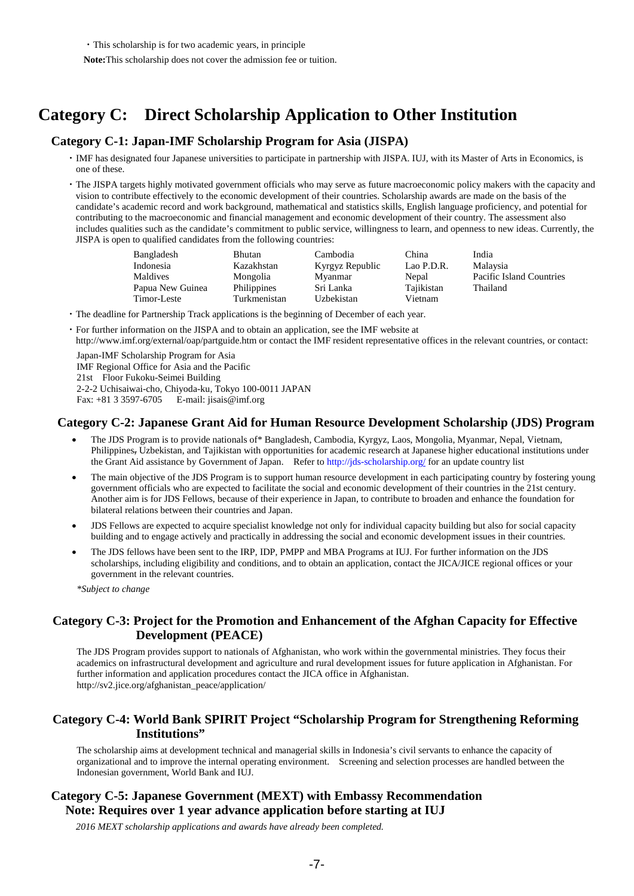・This scholarship is for two academic years, in principle

**Note:**This scholarship does not cover the admission fee or tuition.

# Category C: Direct Scholarship Application to Other Institution

## Category C-1: Japan-IMF Scholarship Program for Asia (JISPA)

- IMF has designated four Japanese universities to participate in partnership with JISPA. IUJ, with its Master of Arts in Economics, is one of these.
- The JISPA targets highly motivated government officials who may serve as future macroeconomic policy makers with the capacity and vision to contribute effectively to the economic development of their countries. Scholarship awards are made on the basis of the candidate's academic record and work background, mathematical and statistics skills, English language proficiency, and potential for contributing to the macroeconomic and financial management and economic development of their country. The assessment also includes qualities such as the candidate's commitment to public service, willingness to learn, and openness to new ideas. Currently, the JISPA is open to qualified candidates from the following countries:

| | | | | |
|---|---|---|---|---|
| Bangladesh | Bhutan | Cambodia | China | India |
| Indonesia | Kazakhstan | Kyrgyz Republic | Lao P.D.R. | Malaysia |
| Maldives | Mongolia | Myanmar | Nepal | Pacific Island Countries |
| Papua New Guinea | Philippines | Sri Lanka | Tajikistan | Thailand |
| Timor-Leste | Turkmenistan | Uzbekistan | Vietnam | |

- The deadline for Partnership Track applications is the beginning of December of each year.
- For further information on the JISPA and to obtain an application, see the IMF website at http://www.imf.org/external/oap/partguide.htm or contact the IMF resident representative offices in the relevant countries, or contact:

Japan-IMF Scholarship Program for Asia
IMF Regional Office for Asia and the Pacific
21st Floor Fukoku-Seimei Building
2-2-2 Uchisaiwai-cho, Chiyoda-ku, Tokyo 100-0011 JAPAN
Fax: +81 3 3597-6705 E-mail: jisais@imf.org

## Category C-2: Japanese Grant Aid for Human Resource Development Scholarship (JDS) Program

- The JDS Program is to provide nationals of* Bangladesh, Cambodia, Kyrgyz, Laos, Mongolia, Myanmar, Nepal, Vietnam, Philippines, Uzbekistan, and Tajikistan with opportunities for academic research at Japanese higher educational institutions under the Grant Aid assistance by Government of Japan. Refer to http://jds-scholarship.org/ for an update country list
- The main objective of the JDS Program is to support human resource development in each participating country by fostering young government officials who are expected to facilitate the social and economic development of their countries in the 21st century. Another aim is for JDS Fellows, because of their experience in Japan, to contribute to broaden and enhance the foundation for bilateral relations between their countries and Japan.
- JDS Fellows are expected to acquire specialist knowledge not only for individual capacity building but also for social capacity building and to engage actively and practically in addressing the social and economic development issues in their countries.
- The JDS fellows have been sent to the IRP, IDP, PMPP and MBA Programs at IUJ. For further information on the JDS scholarships, including eligibility and conditions, and to obtain an application, contact the JICA/JICE regional offices or your government in the relevant countries.

*\*Subject to change*

## Category C-3: Project for the Promotion and Enhancement of the Afghan Capacity for Effective Development (PEACE)

The JDS Program provides support to nationals of Afghanistan, who work within the governmental ministries. They focus their academics on infrastructural development and agriculture and rural development issues for future application in Afghanistan. For further information and application procedures contact the JICA office in Afghanistan.
http://sv2.jice.org/afghanistan_peace/application/

## Category C-4: World Bank SPIRIT Project "Scholarship Program for Strengthening Reforming Institutions"

The scholarship aims at development technical and managerial skills in Indonesia's civil servants to enhance the capacity of organizational and to improve the internal operating environment. Screening and selection processes are handled between the Indonesian government, World Bank and IUJ.

## Category C-5: Japanese Government (MEXT) with Embassy Recommendation
**Note: Requires over 1 year advance application before starting at IUJ**

*2016 MEXT scholarship applications and awards have already been completed.*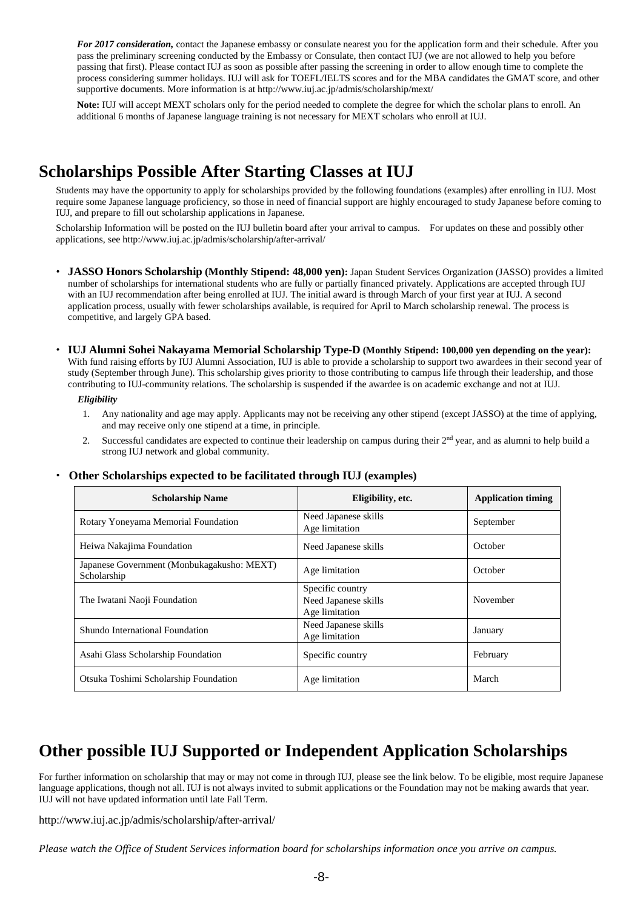***For 2017 consideration,*** contact the Japanese embassy or consulate nearest you for the application form and their schedule. After you pass the preliminary screening conducted by the Embassy or Consulate, then contact IUJ (we are not allowed to help you before passing that first). Please contact IUJ as soon as possible after passing the screening in order to allow enough time to complete the process considering summer holidays. IUJ will ask for TOEFL/IELTS scores and for the MBA candidates the GMAT score, and other supportive documents. More information is at http://www.iuj.ac.jp/admis/scholarship/mext/

**Note:** IUJ will accept MEXT scholars only for the period needed to complete the degree for which the scholar plans to enroll. An additional 6 months of Japanese language training is not necessary for MEXT scholars who enroll at IUJ.

# Scholarships Possible After Starting Classes at IUJ

Students may have the opportunity to apply for scholarships provided by the following foundations (examples) after enrolling in IUJ. Most require some Japanese language proficiency, so those in need of financial support are highly encouraged to study Japanese before coming to IUJ, and prepare to fill out scholarship applications in Japanese.

Scholarship Information will be posted on the IUJ bulletin board after your arrival to campus. For updates on these and possibly other applications, see http://www.iuj.ac.jp/admis/scholarship/after-arrival/

- **JASSO Honors Scholarship (Monthly Stipend: 48,000 yen):** Japan Student Services Organization (JASSO) provides a limited number of scholarships for international students who are fully or partially financed privately. Applications are accepted through IUJ with an IUJ recommendation after being enrolled at IUJ. The initial award is through March of your first year at IUJ. A second application process, usually with fewer scholarships available, is required for April to March scholarship renewal. The process is competitive, and largely GPA based.

- **IUJ Alumni Sohei Nakayama Memorial Scholarship Type-D (Monthly Stipend: 100,000 yen depending on the year):** With fund raising efforts by IUJ Alumni Association, IUJ is able to provide a scholarship to support two awardees in their second year of study (September through June). This scholarship gives priority to those contributing to campus life through their leadership, and those contributing to IUJ-community relations. The scholarship is suspended if the awardee is on academic exchange and not at IUJ.

  ***Eligibility***

  1. Any nationality and age may apply. Applicants may not be receiving any other stipend (except JASSO) at the time of applying, and may receive only one stipend at a time, in principle.
  2. Successful candidates are expected to continue their leadership on campus during their 2nd year, and as alumni to help build a strong IUJ network and global community.

- **Other Scholarships expected to be facilitated through IUJ (examples)**

| Scholarship Name | Eligibility, etc. | Application timing |
|---|---|---|
| Rotary Yoneyama Memorial Foundation | Need Japanese skills<br>Age limitation | September |
| Heiwa Nakajima Foundation | Need Japanese skills | October |
| Japanese Government (Monbukagakusho: MEXT) Scholarship | Age limitation | October |
| The Iwatani Naoji Foundation | Specific country<br>Need Japanese skills<br>Age limitation | November |
| Shundo International Foundation | Need Japanese skills<br>Age limitation | January |
| Asahi Glass Scholarship Foundation | Specific country | February |
| Otsuka Toshimi Scholarship Foundation | Age limitation | March |

# Other possible IUJ Supported or Independent Application Scholarships

For further information on scholarship that may or may not come in through IUJ, please see the link below. To be eligible, most require Japanese language applications, though not all. IUJ is not always invited to submit applications or the Foundation may not be making awards that year. IUJ will not have updated information until late Fall Term.

http://www.iuj.ac.jp/admis/scholarship/after-arrival/

*Please watch the Office of Student Services information board for scholarships information once you arrive on campus.*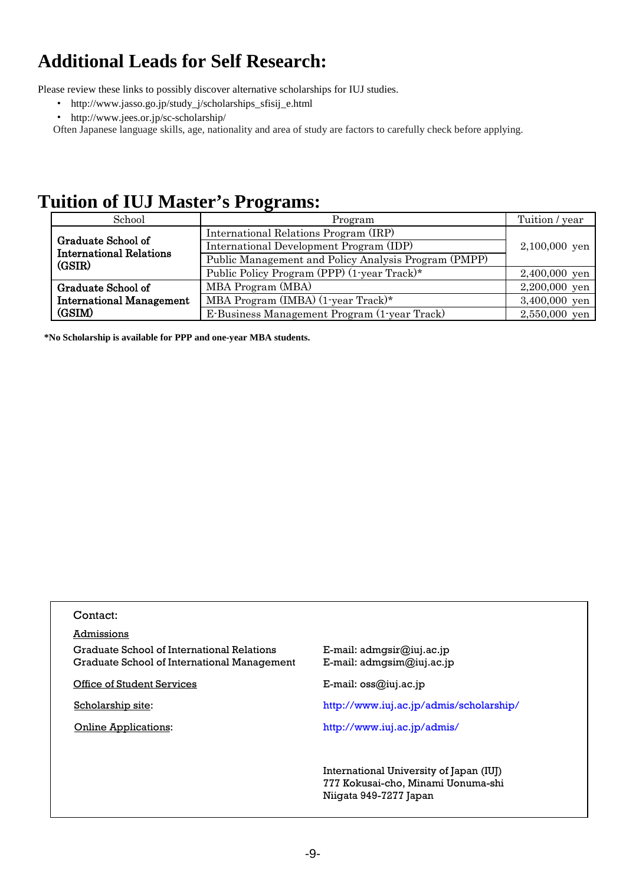# Additional Leads for Self Research:

Please review these links to possibly discover alternative scholarships for IUJ studies.

- http://www.jasso.go.jp/study_j/scholarships_sfisij_e.html
- http://www.jees.or.jp/sc-scholarship/

Often Japanese language skills, age, nationality and area of study are factors to carefully check before applying.

# Tuition of IUJ Master's Programs:

| School | Program | Tuition / year |
|---|---|---|
| Graduate School of International Relations (GSIR) | International Relations Program (IRP) | 2,100,000 yen |
| | International Development Program (IDP) | |
| | Public Management and Policy Analysis Program (PMPP) | |
| | Public Policy Program (PPP) (1-year Track)* | 2,400,000 yen |
| Graduate School of International Management (GSIM) | MBA Program (MBA) | 2,200,000 yen |
| | MBA Program (IMBA) (1-year Track)* | 3,400,000 yen |
| | E-Business Management Program (1-year Track) | 2,550,000 yen |

**\*No Scholarship is available for PPP and one-year MBA students.**

Contact:

Admissions

Graduate School of International Relations — E-mail: admgsir@iuj.ac.jp
Graduate School of International Management — E-mail: admgsim@iuj.ac.jp

Office of Student Services — E-mail: oss@iuj.ac.jp

Scholarship site: http://www.iuj.ac.jp/admis/scholarship/

Online Applications: http://www.iuj.ac.jp/admis/

International University of Japan (IUJ)
777 Kokusai-cho, Minami Uonuma-shi
Niigata 949-7277 Japan